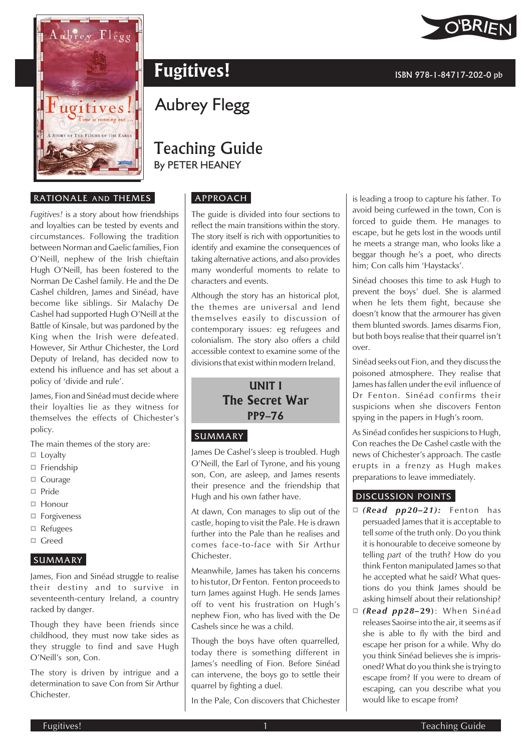// Fugitives! — Teaching Guide (page 1 of 6)
# Fugitives!

ISBN 978-1-84717-202-0 pb

## Aubrey Flegg

## Teaching Guide

By PETER HEANEY

### RATIONALE AND THEMES

*Fugitives!* is a story about how friendships and loyalties can be tested by events and circumstances. Following the tradition between Norman and Gaelic families, Fion O'Neill, nephew of the Irish chieftain Hugh O'Neill, has been fostered to the Norman De Cashel family. He and the De Cashel children, James and Sinéad, have become like siblings. Sir Malachy De Cashel had supported Hugh O'Neill at the Battle of Kinsale, but was pardoned by the King when the Irish were defeated. However, Sir Arthur Chichester, the Lord Deputy of Ireland, has decided now to extend his influence and has set about a policy of 'divide and rule'.

James, Fion and Sinéad must decide where their loyalties lie as they witness for themselves the effects of Chichester's policy.

The main themes of the story are:

- Loyalty
- Friendship
- Courage
- Pride
- Honour
- Forgiveness
- Refugees
- Greed

### SUMMARY

James, Fion and Sinéad struggle to realise their destiny and to survive in seventeenth-century Ireland, a country racked by danger.

Though they have been friends since childhood, they must now take sides as they struggle to find and save Hugh O'Neill's son, Con.

The story is driven by intrigue and a determination to save Con from Sir Arthur Chichester.

### APPROACH

The guide is divided into four sections to reflect the main transitions within the story. The story itself is rich with opportunities to identify and examine the consequences of taking alternative actions, and also provides many wonderful moments to relate to characters and events.

Although the story has an historical plot, the themes are universal and lend themselves easily to discussion of contemporary issues: eg refugees and colonialism. The story also offers a child accessible context to examine some of the divisions that exist within modern Ireland.

## UNIT I
## The Secret War
## PP9–76

### SUMMARY

James De Cashel's sleep is troubled. Hugh O'Neill, the Earl of Tyrone, and his young son, Con, are asleep, and James resents their presence and the friendship that Hugh and his own father have.

At dawn, Con manages to slip out of the castle, hoping to visit the Pale. He is drawn further into the Pale than he realises and comes face-to-face with Sir Arthur Chichester.

Meanwhile, James has taken his concerns to his tutor, Dr Fenton. Fenton proceeds to turn James against Hugh. He sends James off to vent his frustration on Hugh's nephew Fion, who has lived with the De Cashels since he was a child.

Though the boys have often quarrelled, today there is something different in James's needling of Fion. Before Sinéad can intervene, the boys go to settle their quarrel by fighting a duel.

In the Pale, Con discovers that Chichester is leading a troop to capture his father. To avoid being curfewed in the town, Con is forced to guide them. He manages to escape, but he gets lost in the woods until he meets a strange man, who looks like a beggar though he's a poet, who directs him; Con calls him 'Haystacks'.

Sinéad chooses this time to ask Hugh to prevent the boys' duel. She is alarmed when he lets them fight, because she doesn't know that the armourer has given them blunted swords. James disarms Fion, but both boys realise that their quarrel isn't over.

Sinéad seeks out Fion, and they discuss the poisoned atmosphere. They realise that James has fallen under the evil influence of Dr Fenton. Sinéad confirms their suspicions when she discovers Fenton spying in the papers in Hugh's room.

As Sinéad confides her suspicions to Hugh, Con reaches the De Cashel castle with the news of Chichester's approach. The castle erupts in a frenzy as Hugh makes preparations to leave immediately.

### DISCUSSION POINTS

- ***(Read pp20–21):*** Fenton has persuaded James that it is acceptable to tell *some* of the truth only. Do you think it is honourable to deceive someone by telling *part* of the truth? How do you think Fenton manipulated James so that he accepted what he said? What questions do you think James should be asking himself about their relationship?
- ***(Read pp28–29)***: When Sinéad releases Saoirse into the air, it seems as if she is able to fly with the bird and escape her prison for a while. Why do you think Sinéad believes she is imprisoned? What do you think she is trying to escape from? If you were to dream of escaping, can you describe what you would like to escape from?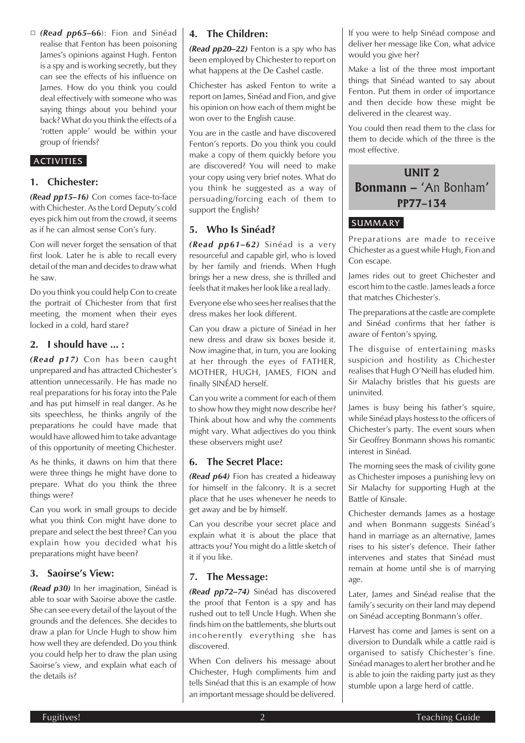- ◻ ***(Read pp65–66***): Fion and Sinéad realise that Fenton has been poisoning James's opinions against Hugh. Fenton is a spy and is working secretly, but they can see the effects of his influence on James. How do you think you could deal effectively with someone who was saying things about you behind your back? What do you think the effects of a 'rotten apple' would be within your group of friends?

## ACTIVITIES

### 1. Chichester:

***(Read pp15–16)*** Con comes face-to-face with Chichester. As the Lord Deputy's cold eyes pick him out from the crowd, it seems as if he can almost sense Con's fury.

Con will never forget the sensation of that first look. Later he is able to recall every detail of the man and decides to draw what he saw.

Do you think you could help Con to create the portrait of Chichester from that first meeting, the moment when their eyes locked in a cold, hard stare?

### 2. I should have ... :

***(Read p17)*** Con has been caught unprepared and has attracted Chichester's attention unnecessarily. He has made no real preparations for his foray into the Pale and has put himself in real danger. As he sits speechless, he thinks angrily of the preparations he could have made that would have allowed him to take advantage of this opportunity of meeting Chichester.

As he thinks, it dawns on him that there were three things he might have done to prepare. What do you think the three things were?

Can you work in small groups to decide what you think Con might have done to prepare and select the best three? Can you explain how you decided what his preparations might have been?

### 3. Saoirse's View:

***(Read p30)*** In her imagination, Sinéad is able to soar with Saoirse above the castle. She can see every detail of the layout of the grounds and the defences. She decides to draw a plan for Uncle Hugh to show him how well they are defended. Do you think you could help her to draw the plan using Saoirse's view, and explain what each of the details is?

### 4. The Children:

***(Read pp20–22)*** Fenton is a spy who has been employed by Chichester to report on what happens at the De Cashel castle.

Chichester has asked Fenton to write a report on James, Sinéad and Fion, and give his opinion on how each of them might be won over to the English cause.

You are in the castle and have discovered Fenton's reports. Do you think you could make a copy of them quickly before you are discovered? You will need to make your copy using very brief notes. What do you think he suggested as a way of persuading/forcing each of them to support the English?

### 5. Who Is Sinéad?

***(Read pp61–62)*** Sinéad is a very resourceful and capable girl, who is loved by her family and friends. When Hugh brings her a new dress, she is thrilled and feels that it makes her look like a real lady.

Everyone else who sees her realises that the dress makes her look different.

Can you draw a picture of Sinéad in her new dress and draw six boxes beside it. Now imagine that, in turn, you are looking at her through the eyes of FATHER, MOTHER, HUGH, JAMES, FION and finally SINÉAD herself.

Can you write a comment for each of them to show how they might now describe her? Think about how and why the comments might vary. What adjectives do you think these observers might use?

### 6. The Secret Place:

***(Read p64)*** Fion has created a hideaway for himself in the falconry. It is a secret place that he uses whenever he needs to get away and be by himself.

Can you describe your secret place and explain what it is about the place that attracts you? You might do a little sketch of it if you like.

### 7. The Message:

***(Read pp72–74)*** Sinéad has discovered the proof that Fenton is a spy and has rushed out to tell Uncle Hugh. When she finds him on the battlements, she blurts out incoherently everything she has discovered.

When Con delivers his message about Chichester, Hugh compliments him and tells Sinéad that this is an example of how an important message should be delivered.

If you were to help Sinéad compose and deliver her message like Con, what advice would you give her?

Make a list of the three most important things that Sinéad wanted to say about Fenton. Put them in order of importance and then decide how these might be delivered in the clearest way.

You could then read them to the class for them to decide which of the three is the most effective.

# UNIT 2
# Bonmann – 'An Bonham'
## PP77–134

## SUMMARY

Preparations are made to receive Chichester as a guest while Hugh, Fion and Con escape.

James rides out to greet Chichester and escort him to the castle. James leads a force that matches Chichester's.

The preparations at the castle are complete and Sinéad confirms that her father is aware of Fenton's spying.

The disguise of entertaining masks suspicion and hostility as Chichester realises that Hugh O'Neill has eluded him. Sir Malachy bristles that his guests are uninvited.

James is busy being his father's squire, while Sinéad plays hostess to the officers of Chichester's party. The event sours when Sir Geoffrey Bonmann shows his romantic interest in Sinéad.

The morning sees the mask of civility gone as Chichester imposes a punishing levy on Sir Malachy for supporting Hugh at the Battle of Kinsale.

Chichester demands James as a hostage and when Bonmann suggests Sinéad's hand in marriage as an alternative, James rises to his sister's defence. Their father intervenes and states that Sinéad must remain at home until she is of marrying age.

Later, James and Sinéad realise that the family's security on their land may depend on Sinéad accepting Bonmann's offer.

Harvest has come and James is sent on a diversion to Dundalk while a cattle raid is organised to satisfy Chichester's fine. Sinéad manages to alert her brother and he is able to join the raiding party just as they stumble upon a large herd of cattle.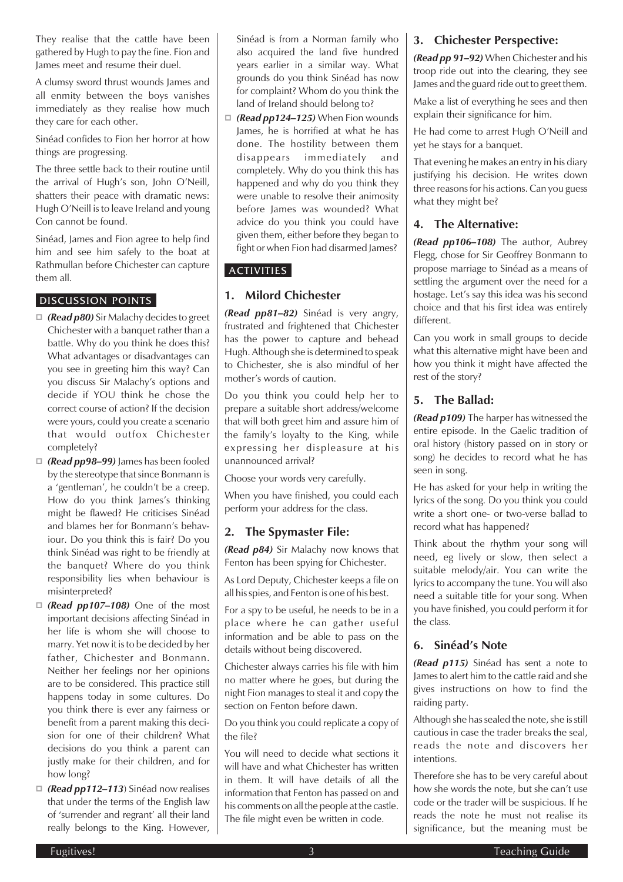They realise that the cattle have been gathered by Hugh to pay the fine. Fion and James meet and resume their duel.

A clumsy sword thrust wounds James and all enmity between the boys vanishes immediately as they realise how much they care for each other.

Sinéad confides to Fion her horror at how things are progressing.

The three settle back to their routine until the arrival of Hugh's son, John O'Neill, shatters their peace with dramatic news: Hugh O'Neill is to leave Ireland and young Con cannot be found.

Sinéad, James and Fion agree to help find him and see him safely to the boat at Rathmullan before Chichester can capture them all.

## DISCUSSION POINTS

- ***(Read p80)*** Sir Malachy decides to greet Chichester with a banquet rather than a battle. Why do you think he does this? What advantages or disadvantages can you see in greeting him this way? Can you discuss Sir Malachy's options and decide if YOU think he chose the correct course of action? If the decision were yours, could you create a scenario that would outfox Chichester completely?
- ***(Read pp98–99)*** James has been fooled by the stereotype that since Bonmann is a 'gentleman', he couldn't be a creep. How do you think James's thinking might be flawed? He criticises Sinéad and blames her for Bonmann's behaviour. Do you think this is fair? Do you think Sinéad was right to be friendly at the banquet? Where do you think responsibility lies when behaviour is misinterpreted?
- ***(Read pp107–108)*** One of the most important decisions affecting Sinéad in her life is whom she will choose to marry. Yet now it is to be decided by her father, Chichester and Bonmann. Neither her feelings nor her opinions are to be considered. This practice still happens today in some cultures. Do you think there is ever any fairness or benefit from a parent making this decision for one of their children? What decisions do you think a parent can justly make for their children, and for how long?
- ***(Read pp112–113)*** Sinéad now realises that under the terms of the English law of 'surrender and regrant' all their land really belongs to the King. However, Sinéad is from a Norman family who also acquired the land five hundred years earlier in a similar way. What grounds do you think Sinéad has now for complaint? Whom do you think the land of Ireland should belong to?
- ***(Read pp124–125)*** When Fion wounds James, he is horrified at what he has done. The hostility between them disappears immediately and completely. Why do you think this has happened and why do you think they were unable to resolve their animosity before James was wounded? What advice do you think you could have given them, either before they began to fight or when Fion had disarmed James?

## ACTIVITIES

### 1. Milord Chichester

***(Read pp81–82)*** Sinéad is very angry, frustrated and frightened that Chichester has the power to capture and behead Hugh. Although she is determined to speak to Chichester, she is also mindful of her mother's words of caution.

Do you think you could help her to prepare a suitable short address/welcome that will both greet him and assure him of the family's loyalty to the King, while expressing her displeasure at his unannounced arrival?

Choose your words very carefully.

When you have finished, you could each perform your address for the class.

### 2. The Spymaster File:

***(Read p84)*** Sir Malachy now knows that Fenton has been spying for Chichester.

As Lord Deputy, Chichester keeps a file on all his spies, and Fenton is one of his best.

For a spy to be useful, he needs to be in a place where he can gather useful information and be able to pass on the details without being discovered.

Chichester always carries his file with him no matter where he goes, but during the night Fion manages to steal it and copy the section on Fenton before dawn.

Do you think you could replicate a copy of the file?

You will need to decide what sections it will have and what Chichester has written in them. It will have details of all the information that Fenton has passed on and his comments on all the people at the castle. The file might even be written in code.

### 3. Chichester Perspective:

***(Read pp 91–92)*** When Chichester and his troop ride out into the clearing, they see James and the guard ride out to greet them.

Make a list of everything he sees and then explain their significance for him.

He had come to arrest Hugh O'Neill and yet he stays for a banquet.

That evening he makes an entry in his diary justifying his decision. He writes down three reasons for his actions. Can you guess what they might be?

### 4. The Alternative:

***(Read pp106–108)*** The author, Aubrey Flegg, chose for Sir Geoffrey Bonmann to propose marriage to Sinéad as a means of settling the argument over the need for a hostage. Let's say this idea was his second choice and that his first idea was entirely different.

Can you work in small groups to decide what this alternative might have been and how you think it might have affected the rest of the story?

### 5. The Ballad:

***(Read p109)*** The harper has witnessed the entire episode. In the Gaelic tradition of oral history (history passed on in story or song) he decides to record what he has seen in song.

He has asked for your help in writing the lyrics of the song. Do you think you could write a short one- or two-verse ballad to record what has happened?

Think about the rhythm your song will need, eg lively or slow, then select a suitable melody/air. You can write the lyrics to accompany the tune. You will also need a suitable title for your song. When you have finished, you could perform it for the class.

### 6. Sinéad's Note

***(Read p115)*** Sinéad has sent a note to James to alert him to the cattle raid and she gives instructions on how to find the raiding party.

Although she has sealed the note, she is still cautious in case the trader breaks the seal, reads the note and discovers her intentions.

Therefore she has to be very careful about how she words the note, but she can't use code or the trader will be suspicious. If he reads the note he must not realise its significance, but the meaning must be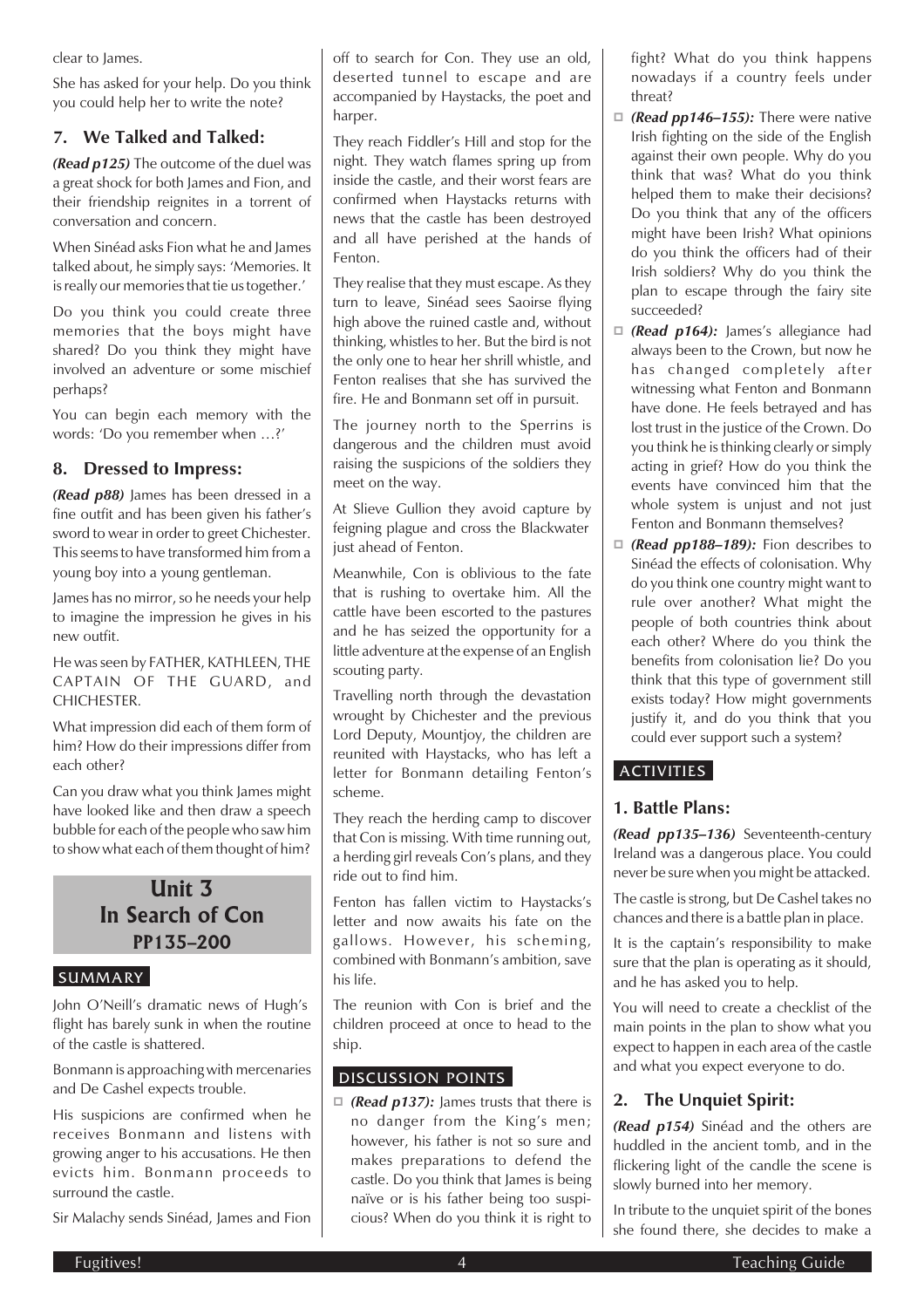clear to James.

She has asked for your help. Do you think you could help her to write the note?

## 7. We Talked and Talked:

***(Read p125)*** The outcome of the duel was a great shock for both James and Fion, and their friendship reignites in a torrent of conversation and concern.

When Sinéad asks Fion what he and James talked about, he simply says: 'Memories. It is really our memories that tie us together.'

Do you think you could create three memories that the boys might have shared? Do you think they might have involved an adventure or some mischief perhaps?

You can begin each memory with the words: 'Do you remember when …?'

## 8. Dressed to Impress:

***(Read p88)*** James has been dressed in a fine outfit and has been given his father's sword to wear in order to greet Chichester. This seems to have transformed him from a young boy into a young gentleman.

James has no mirror, so he needs your help to imagine the impression he gives in his new outfit.

He was seen by FATHER, KATHLEEN, THE CAPTAIN OF THE GUARD, and CHICHESTER.

What impression did each of them form of him? How do their impressions differ from each other?

Can you draw what you think James might have looked like and then draw a speech bubble for each of the people who saw him to show what each of them thought of him?

# Unit 3
# In Search of Con
## PP135–200

### SUMMARY

John O'Neill's dramatic news of Hugh's flight has barely sunk in when the routine of the castle is shattered.

Bonmann is approaching with mercenaries and De Cashel expects trouble.

His suspicions are confirmed when he receives Bonmann and listens with growing anger to his accusations. He then evicts him. Bonmann proceeds to surround the castle.

Sir Malachy sends Sinéad, James and Fion off to search for Con. They use an old, deserted tunnel to escape and are accompanied by Haystacks, the poet and harper.

They reach Fiddler's Hill and stop for the night. They watch flames spring up from inside the castle, and their worst fears are confirmed when Haystacks returns with news that the castle has been destroyed and all have perished at the hands of Fenton.

They realise that they must escape. As they turn to leave, Sinéad sees Saoirse flying high above the ruined castle and, without thinking, whistles to her. But the bird is not the only one to hear her shrill whistle, and Fenton realises that she has survived the fire. He and Bonmann set off in pursuit.

The journey north to the Sperrins is dangerous and the children must avoid raising the suspicions of the soldiers they meet on the way.

At Slieve Gullion they avoid capture by feigning plague and cross the Blackwater just ahead of Fenton.

Meanwhile, Con is oblivious to the fate that is rushing to overtake him. All the cattle have been escorted to the pastures and he has seized the opportunity for a little adventure at the expense of an English scouting party.

Travelling north through the devastation wrought by Chichester and the previous Lord Deputy, Mountjoy, the children are reunited with Haystacks, who has left a letter for Bonmann detailing Fenton's scheme.

They reach the herding camp to discover that Con is missing. With time running out, a herding girl reveals Con's plans, and they ride out to find him.

Fenton has fallen victim to Haystacks's letter and now awaits his fate on the gallows. However, his scheming, combined with Bonmann's ambition, save his life.

The reunion with Con is brief and the children proceed at once to head to the ship.

### DISCUSSION POINTS

- ***(Read p137):*** James trusts that there is no danger from the King's men; however, his father is not so sure and makes preparations to defend the castle. Do you think that James is being naïve or is his father being too suspicious? When do you think it is right to fight? What do you think happens nowadays if a country feels under threat?
- ***(Read pp146–155):*** There were native Irish fighting on the side of the English against their own people. Why do you think that was? What do you think helped them to make their decisions? Do you think that any of the officers might have been Irish? What opinions do you think the officers had of their Irish soldiers? Why do you think the plan to escape through the fairy site succeeded?
- ***(Read p164):*** James's allegiance had always been to the Crown, but now he has changed completely after witnessing what Fenton and Bonmann have done. He feels betrayed and has lost trust in the justice of the Crown. Do you think he is thinking clearly or simply acting in grief? How do you think the events have convinced him that the whole system is unjust and not just Fenton and Bonmann themselves?
- ***(Read pp188–189):*** Fion describes to Sinéad the effects of colonisation. Why do you think one country might want to rule over another? What might the people of both countries think about each other? Where do you think the benefits from colonisation lie? Do you think that this type of government still exists today? How might governments justify it, and do you think that you could ever support such a system?

### ACTIVITIES

## 1. Battle Plans:

***(Read pp135–136)*** Seventeenth-century Ireland was a dangerous place. You could never be sure when you might be attacked.

The castle is strong, but De Cashel takes no chances and there is a battle plan in place.

It is the captain's responsibility to make sure that the plan is operating as it should, and he has asked you to help.

You will need to create a checklist of the main points in the plan to show what you expect to happen in each area of the castle and what you expect everyone to do.

## 2. The Unquiet Spirit:

***(Read p154)*** Sinéad and the others are huddled in the ancient tomb, and in the flickering light of the candle the scene is slowly burned into her memory.

In tribute to the unquiet spirit of the bones she found there, she decides to make a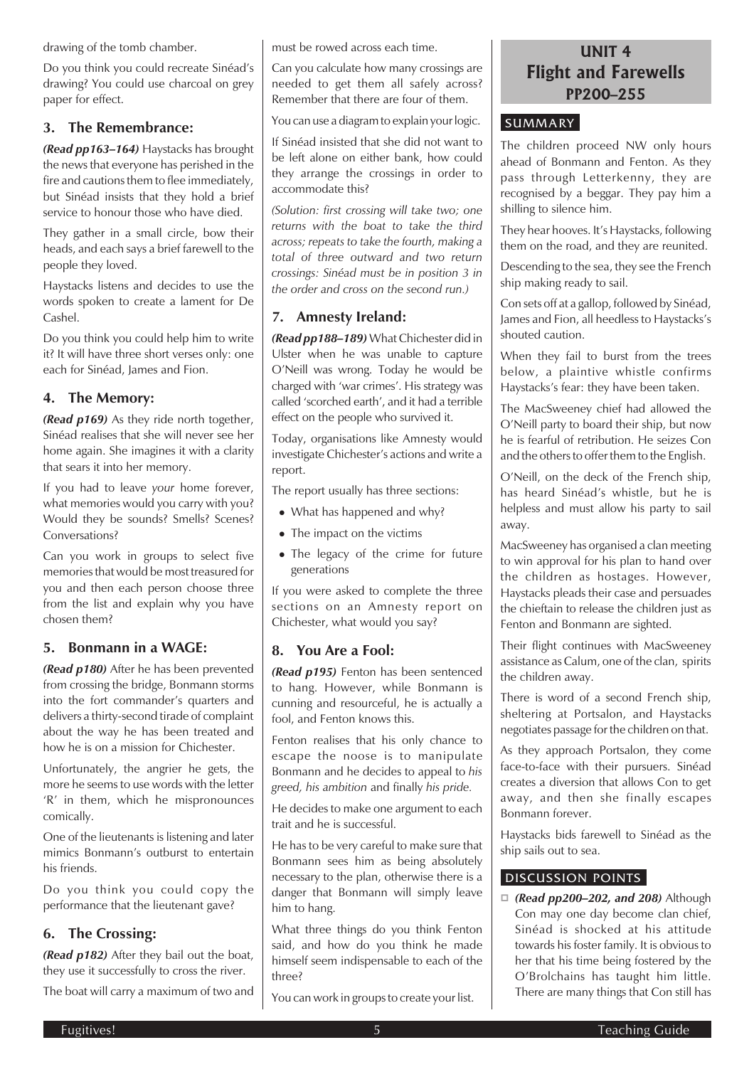drawing of the tomb chamber.

Do you think you could recreate Sinéad's drawing? You could use charcoal on grey paper for effect.

### 3. The Remembrance:

***(Read pp163–164)*** Haystacks has brought the news that everyone has perished in the fire and cautions them to flee immediately, but Sinéad insists that they hold a brief service to honour those who have died.

They gather in a small circle, bow their heads, and each says a brief farewell to the people they loved.

Haystacks listens and decides to use the words spoken to create a lament for De Cashel.

Do you think you could help him to write it? It will have three short verses only: one each for Sinéad, James and Fion.

### 4. The Memory:

***(Read p169)*** As they ride north together, Sinéad realises that she will never see her home again. She imagines it with a clarity that sears it into her memory.

If you had to leave *your* home forever, what memories would you carry with you? Would they be sounds? Smells? Scenes? Conversations?

Can you work in groups to select five memories that would be most treasured for you and then each person choose three from the list and explain why you have chosen them?

### 5. Bonmann in a WAGE:

***(Read p180)*** After he has been prevented from crossing the bridge, Bonmann storms into the fort commander's quarters and delivers a thirty-second tirade of complaint about the way he has been treated and how he is on a mission for Chichester.

Unfortunately, the angrier he gets, the more he seems to use words with the letter 'R' in them, which he mispronounces comically.

One of the lieutenants is listening and later mimics Bonmann's outburst to entertain his friends.

Do you think you could copy the performance that the lieutenant gave?

### 6. The Crossing:

***(Read p182)*** After they bail out the boat, they use it successfully to cross the river.

The boat will carry a maximum of two and must be rowed across each time.

Can you calculate how many crossings are needed to get them all safely across? Remember that there are four of them.

You can use a diagram to explain your logic.

If Sinéad insisted that she did not want to be left alone on either bank, how could they arrange the crossings in order to accommodate this?

*(Solution: first crossing will take two; one returns with the boat to take the third across; repeats to take the fourth, making a total of three outward and two return crossings: Sinéad must be in position 3 in the order and cross on the second run.)*

### 7. Amnesty Ireland:

***(Read pp188–189)*** What Chichester did in Ulster when he was unable to capture O'Neill was wrong. Today he would be charged with 'war crimes'. His strategy was called 'scorched earth', and it had a terrible effect on the people who survived it.

Today, organisations like Amnesty would investigate Chichester's actions and write a report.

The report usually has three sections:

- What has happened and why?
- The impact on the victims
- The legacy of the crime for future generations

If you were asked to complete the three sections on an Amnesty report on Chichester, what would you say?

### 8. You Are a Fool:

***(Read p195)*** Fenton has been sentenced to hang. However, while Bonmann is cunning and resourceful, he is actually a fool, and Fenton knows this.

Fenton realises that his only chance to escape the noose is to manipulate Bonmann and he decides to appeal to *his greed, his ambition* and finally *his pride.*

He decides to make one argument to each trait and he is successful.

He has to be very careful to make sure that Bonmann sees him as being absolutely necessary to the plan, otherwise there is a danger that Bonmann will simply leave him to hang.

What three things do you think Fenton said, and how do you think he made himself seem indispensable to each of the three?

You can work in groups to create your list.

# UNIT 4
# Flight and Farewells
## PP200–255

### SUMMARY

The children proceed NW only hours ahead of Bonmann and Fenton. As they pass through Letterkenny, they are recognised by a beggar. They pay him a shilling to silence him.

They hear hooves. It's Haystacks, following them on the road, and they are reunited.

Descending to the sea, they see the French ship making ready to sail.

Con sets off at a gallop, followed by Sinéad, James and Fion, all heedless to Haystacks's shouted caution.

When they fail to burst from the trees below, a plaintive whistle confirms Haystacks's fear: they have been taken.

The MacSweeney chief had allowed the O'Neill party to board their ship, but now he is fearful of retribution. He seizes Con and the others to offer them to the English.

O'Neill, on the deck of the French ship, has heard Sinéad's whistle, but he is helpless and must allow his party to sail away.

MacSweeney has organised a clan meeting to win approval for his plan to hand over the children as hostages. However, Haystacks pleads their case and persuades the chieftain to release the children just as Fenton and Bonmann are sighted.

Their flight continues with MacSweeney assistance as Calum, one of the clan, spirits the children away.

There is word of a second French ship, sheltering at Portsalon, and Haystacks negotiates passage for the children on that.

As they approach Portsalon, they come face-to-face with their pursuers. Sinéad creates a diversion that allows Con to get away, and then she finally escapes Bonmann forever.

Haystacks bids farewell to Sinéad as the ship sails out to sea.

### DISCUSSION POINTS

- ***(Read pp200–202, and 208)*** Although Con may one day become clan chief, Sinéad is shocked at his attitude towards his foster family. It is obvious to her that his time being fostered by the O'Brolchains has taught him little. There are many things that Con still has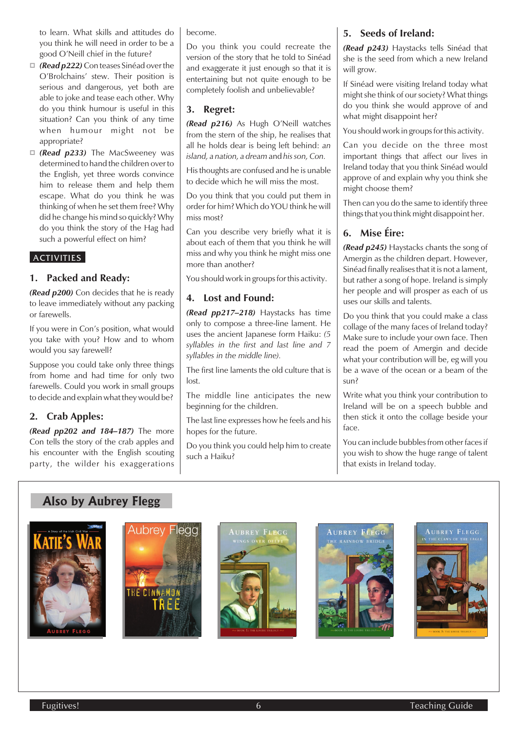to learn. What skills and attitudes do you think he will need in order to be a good O'Neill chief in the future?

- **(Read p222)** Con teases Sinéad over the O'Brolchains' stew. Their position is serious and dangerous, yet both are able to joke and tease each other. Why do you think humour is useful in this situation? Can you think of any time when humour might not be appropriate?
- **(Read p233)** The MacSweeney was determined to hand the children over to the English, yet three words convince him to release them and help them escape. What do you think he was thinking of when he set them free? Why did he change his mind so quickly? Why do you think the story of the Hag had such a powerful effect on him?

## ACTIVITIES

### 1. Packed and Ready:

***(Read p200)*** Con decides that he is ready to leave immediately without any packing or farewells.

If you were in Con's position, what would you take with you? How and to whom would you say farewell?

Suppose you could take only three things from home and had time for only two farewells. Could you work in small groups to decide and explain what they would be?

### 2. Crab Apples:

***(Read pp202 and 184–187)*** The more Con tells the story of the crab apples and his encounter with the English scouting party, the wilder his exaggerations become.

Do you think you could recreate the version of the story that he told to Sinéad and exaggerate it just enough so that it is entertaining but not quite enough to be completely foolish and unbelievable?

### 3. Regret:

***(Read p216)*** As Hugh O'Neill watches from the stern of the ship, he realises that all he holds dear is being left behind: *an island, a nation, a dream* and *his son, Con.*

His thoughts are confused and he is unable to decide which he will miss the most.

Do you think that you could put them in order for him? Which do YOU think he will miss most?

Can you describe very briefly what it is about each of them that you think he will miss and why you think he might miss one more than another?

You should work in groups for this activity.

### 4. Lost and Found:

***(Read pp217–218)*** Haystacks has time only to compose a three-line lament. He uses the ancient Japanese form Haiku: *(5 syllables in the first and last line and 7 syllables in the middle line).*

The first line laments the old culture that is lost.

The middle line anticipates the new beginning for the children.

The last line expresses how he feels and his hopes for the future.

Do you think you could help him to create such a Haiku?

### 5. Seeds of Ireland:

***(Read p243)*** Haystacks tells Sinéad that she is the seed from which a new Ireland will grow.

If Sinéad were visiting Ireland today what might she think of our society? What things do you think she would approve of and what might disappoint her?

You should work in groups for this activity.

Can you decide on the three most important things that affect our lives in Ireland today that you think Sinéad would approve of and explain why you think she might choose them?

Then can you do the same to identify three things that you think might disappoint her.

### 6. Mise Éire:

***(Read p245)*** Haystacks chants the song of Amergin as the children depart. However, Sinéad finally realises that it is not a lament, but rather a song of hope. Ireland is simply her people and will prosper as each of us uses our skills and talents.

Do you think that you could make a class collage of the many faces of Ireland today? Make sure to include your own face. Then read the poem of Amergin and decide what your contribution will be, eg will you be a wave of the ocean or a beam of the sun?

Write what you think your contribution to Ireland will be on a speech bubble and then stick it onto the collage beside your face.

You can include bubbles from other faces if you wish to show the huge range of talent that exists in Ireland today.

## Also by Aubrey Flegg

A Story of the Irish Civil War
Katie's War
Aubrey Flegg

Aubrey Flegg
The Cinnamon Tree

Aubrey Flegg
Wings Over Delft
Book 1: The Louise Trilogy

Aubrey Flegg
The Rainbow Bridge
Book 2: The Louise Trilogy

Aubrey Flegg
In the Claws of the Eagle
Book 3: The Louise Trilogy